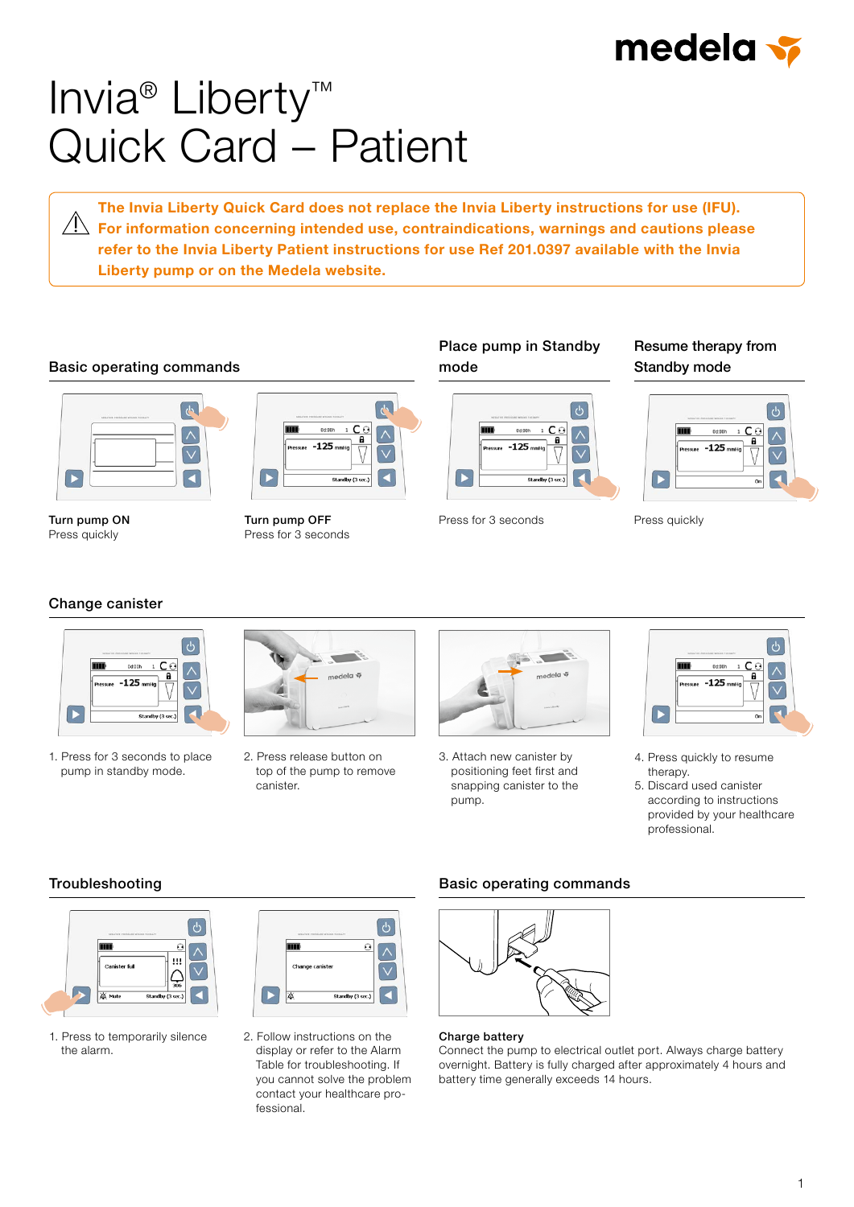# Invia® Liberty™ Quick Card – Patient

⚠ **The Invia Liberty Quick Card does not replace the Invia Liberty instructions for use (IFU). For information concerning intended use, contraindications, warnings and cautions please refer to the Invia Liberty Patient instructions for use Ref 201.0397 available with the Invia Liberty pump or on the Medela website.**

## Basic operating commands

**Turn pump ON**
Press quickly

**Turn pump OFF**
Press for 3 seconds

## Place pump in Standby mode

Press for 3 seconds

## Resume therapy from Standby mode

Press quickly

## Change canister

1. Press for 3 seconds to place pump in standby mode.
2. Press release button on top of the pump to remove canister.
3. Attach new canister by positioning feet first and snapping canister to the pump.
4. Press quickly to resume therapy.
5. Discard used canister according to instructions provided by your healthcare professional.

## Troubleshooting

1. Press to temporarily silence the alarm.
2. Follow instructions on the display or refer to the Alarm Table for troubleshooting. If you cannot solve the problem contact your healthcare professional.

## Basic operating commands

**Charge battery**
Connect the pump to electrical outlet port. Always charge battery overnight. Battery is fully charged after approximately 4 hours and battery time generally exceeds 14 hours.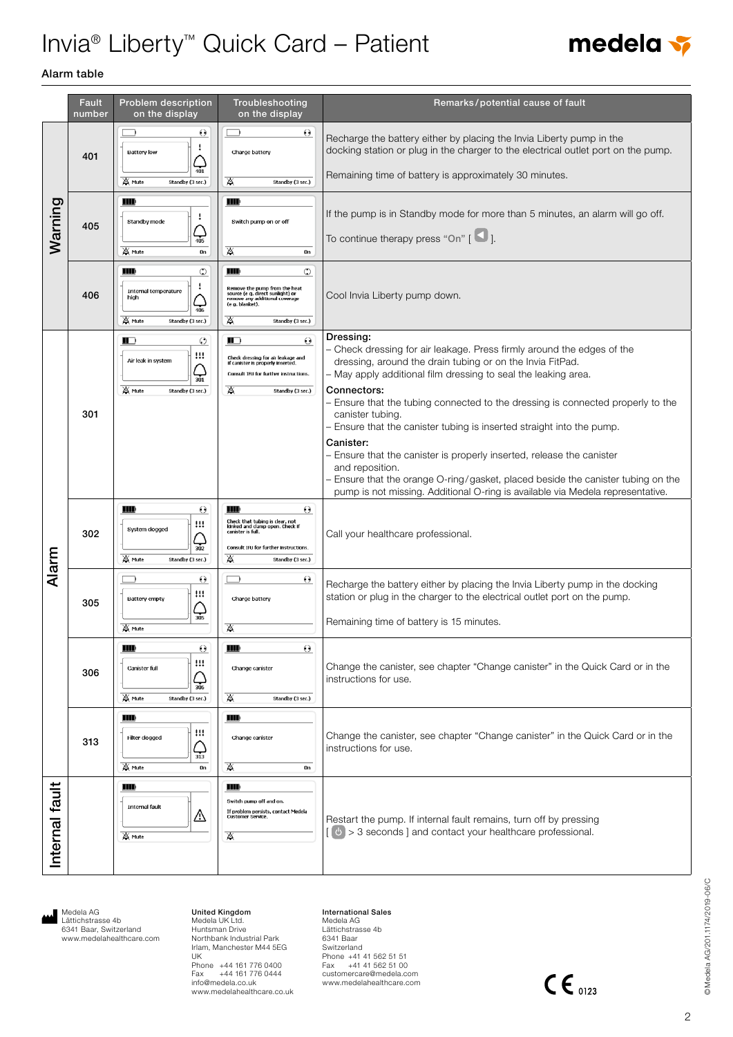# Invia® Liberty™ Quick Card – Patient

medela

Alarm table

| | Fault number | Problem description on the display | Troubleshooting on the display | Remarks/potential cause of fault |
|---|---|---|---|---|
| Warning | 401 | Battery low / Mute / Standby (3 sec.) / 401 | Charge battery / Standby (3 sec.) | Recharge the battery either by placing the Invia Liberty pump in the docking station or plug in the charger to the electrical outlet port on the pump.<br><br>Remaining time of battery is approximately 30 minutes. |
| | 405 | Standby mode / Mute / On / 405 | Switch pump on or off / On | If the pump is in Standby mode for more than 5 minutes, an alarm will go off.<br><br>To continue therapy press "On" [ ◀ ]. |
| | 406 | Internal temperature high / Mute / Standby (3 sec.) / 406 | Remove the pump from the heat source (e.g. direct sunlight) or remove any additional coverage (e.g. blanket). / Standby (3 sec.) | Cool Invia Liberty pump down. |
| Alarm | 301 | Air leak in system / Mute / Standby (3 sec.) / 301 | Check dressing for air leakage and if canister is properly inserted. Consult IFU for further instructions. / Standby (3 sec.) | **Dressing:**<br>– Check dressing for air leakage. Press firmly around the edges of the dressing, around the drain tubing or on the Invia FitPad.<br>– May apply additional film dressing to seal the leaking area.<br>**Connectors:**<br>– Ensure that the tubing connected to the dressing is connected properly to the canister tubing.<br>– Ensure that the canister tubing is inserted straight into the pump.<br>**Canister:**<br>– Ensure that the canister is properly inserted, release the canister and reposition.<br>– Ensure that the orange O-ring/gasket, placed beside the canister tubing on the pump is not missing. Additional O-ring is available via Medela representative. |
| | 302 | System clogged / Mute / Standby (3 sec.) / 302 | Check that tubing is clear, not kinked and clamp open. Check if canister is full. Consult IFU for further instructions. / Standby (3 sec.) | Call your healthcare professional. |
| | 305 | Battery empty / Mute / 305 | Charge battery | Recharge the battery either by placing the Invia Liberty pump in the docking station or plug in the charger to the electrical outlet port on the pump.<br><br>Remaining time of battery is 15 minutes. |
| | 306 | Canister full / Mute / Standby (3 sec.) / 306 | Change canister / Standby (3 sec.) | Change the canister, see chapter "Change canister" in the Quick Card or in the instructions for use. |
| | 313 | Filter clogged / Mute / On / 313 | Change canister / On | Change the canister, see chapter "Change canister" in the Quick Card or in the instructions for use. |
| Internal fault | | Internal fault / Mute | Switch pump off and on. If problem persists, contact Medela Customer Service. | Restart the pump. If internal fault remains, turn off by pressing [ ⏻ > 3 seconds ] and contact your healthcare professional. |

Medela AG
Lättichstrasse 4b
6341 Baar, Switzerland
www.medelahealthcare.com

**United Kingdom**
Medela UK Ltd.
Huntsman Drive
Northbank Industrial Park
Irlam, Manchester M44 5EG
UK
Phone +44 161 776 0400
Fax +44 161 776 0444
info@medela.co.uk
www.medelahealthcare.co.uk

**International Sales**
Medela AG
Lättichstrasse 4b
6341 Baar
Switzerland
Phone +41 41 562 51 51
Fax +41 41 562 51 00
customercare@medela.com
www.medelahealthcare.com

CE 0123

© Medela AG/201.1174/2019-06/C